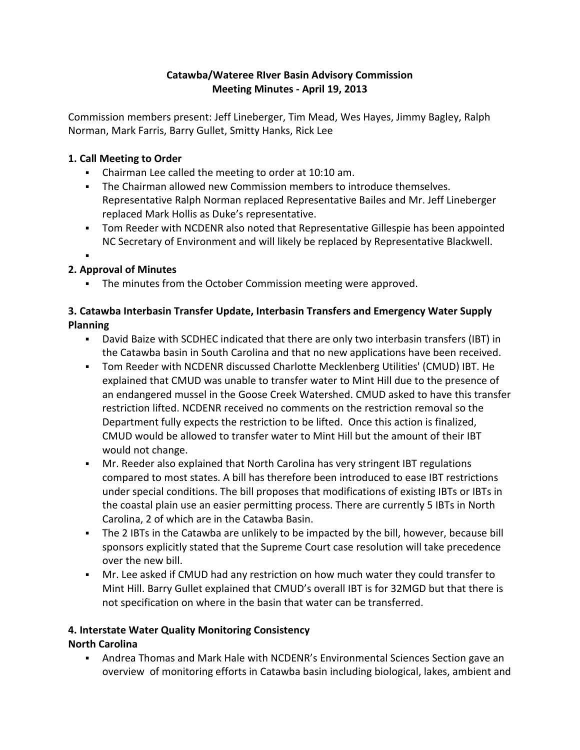**Catawba/Wateree RIver Basin Advisory Commission**
**Meeting Minutes - April 19, 2013**

Commission members present: Jeff Lineberger, Tim Mead, Wes Hayes, Jimmy Bagley, Ralph Norman, Mark Farris, Barry Gullet, Smitty Hanks, Rick Lee

### 1. Call Meeting to Order

- Chairman Lee called the meeting to order at 10:10 am.
- The Chairman allowed new Commission members to introduce themselves. Representative Ralph Norman replaced Representative Bailes and Mr. Jeff Lineberger replaced Mark Hollis as Duke's representative.
- Tom Reeder with NCDENR also noted that Representative Gillespie has been appointed NC Secretary of Environment and will likely be replaced by Representative Blackwell.

### 2. Approval of Minutes

- The minutes from the October Commission meeting were approved.

### 3. Catawba Interbasin Transfer Update, Interbasin Transfers and Emergency Water Supply Planning

- David Baize with SCDHEC indicated that there are only two interbasin transfers (IBT) in the Catawba basin in South Carolina and that no new applications have been received.
- Tom Reeder with NCDENR discussed Charlotte Mecklenberg Utilities' (CMUD) IBT. He explained that CMUD was unable to transfer water to Mint Hill due to the presence of an endangered mussel in the Goose Creek Watershed. CMUD asked to have this transfer restriction lifted. NCDENR received no comments on the restriction removal so the Department fully expects the restriction to be lifted. Once this action is finalized, CMUD would be allowed to transfer water to Mint Hill but the amount of their IBT would not change.
- Mr. Reeder also explained that North Carolina has very stringent IBT regulations compared to most states. A bill has therefore been introduced to ease IBT restrictions under special conditions. The bill proposes that modifications of existing IBTs or IBTs in the coastal plain use an easier permitting process. There are currently 5 IBTs in North Carolina, 2 of which are in the Catawba Basin.
- The 2 IBTs in the Catawba are unlikely to be impacted by the bill, however, because bill sponsors explicitly stated that the Supreme Court case resolution will take precedence over the new bill.
- Mr. Lee asked if CMUD had any restriction on how much water they could transfer to Mint Hill. Barry Gullet explained that CMUD's overall IBT is for 32MGD but that there is not specification on where in the basin that water can be transferred.

### 4. Interstate Water Quality Monitoring Consistency

**North Carolina**

- Andrea Thomas and Mark Hale with NCDENR's Environmental Sciences Section gave an overview of monitoring efforts in Catawba basin including biological, lakes, ambient and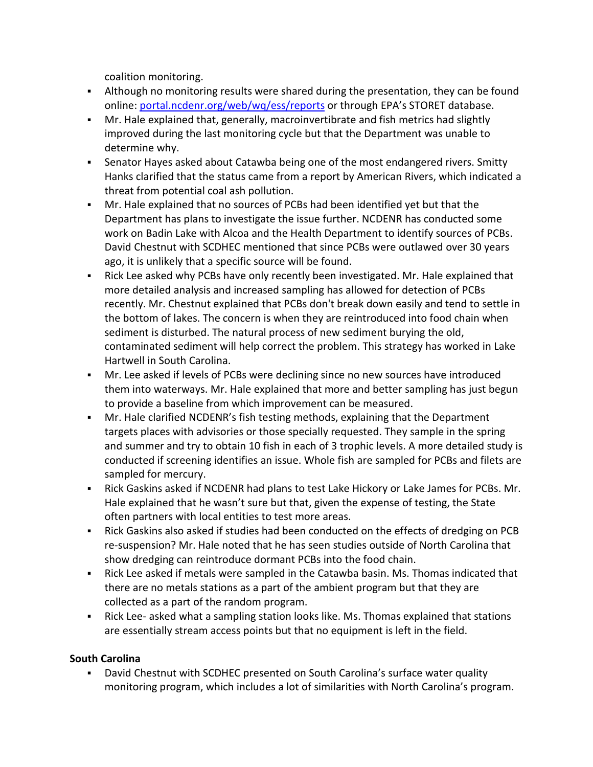coalition monitoring.

- Although no monitoring results were shared during the presentation, they can be found online: [portal.ncdenr.org/web/wq/ess/reports](portal.ncdenr.org/web/wq/ess/reports) or through EPA's STORET database.
- Mr. Hale explained that, generally, macroinvertibrate and fish metrics had slightly improved during the last monitoring cycle but that the Department was unable to determine why.
- Senator Hayes asked about Catawba being one of the most endangered rivers. Smitty Hanks clarified that the status came from a report by American Rivers, which indicated a threat from potential coal ash pollution.
- Mr. Hale explained that no sources of PCBs had been identified yet but that the Department has plans to investigate the issue further. NCDENR has conducted some work on Badin Lake with Alcoa and the Health Department to identify sources of PCBs. David Chestnut with SCDHEC mentioned that since PCBs were outlawed over 30 years ago, it is unlikely that a specific source will be found.
- Rick Lee asked why PCBs have only recently been investigated. Mr. Hale explained that more detailed analysis and increased sampling has allowed for detection of PCBs recently. Mr. Chestnut explained that PCBs don't break down easily and tend to settle in the bottom of lakes. The concern is when they are reintroduced into food chain when sediment is disturbed. The natural process of new sediment burying the old, contaminated sediment will help correct the problem. This strategy has worked in Lake Hartwell in South Carolina.
- Mr. Lee asked if levels of PCBs were declining since no new sources have introduced them into waterways. Mr. Hale explained that more and better sampling has just begun to provide a baseline from which improvement can be measured.
- Mr. Hale clarified NCDENR's fish testing methods, explaining that the Department targets places with advisories or those specially requested. They sample in the spring and summer and try to obtain 10 fish in each of 3 trophic levels. A more detailed study is conducted if screening identifies an issue. Whole fish are sampled for PCBs and filets are sampled for mercury.
- Rick Gaskins asked if NCDENR had plans to test Lake Hickory or Lake James for PCBs. Mr. Hale explained that he wasn't sure but that, given the expense of testing, the State often partners with local entities to test more areas.
- Rick Gaskins also asked if studies had been conducted on the effects of dredging on PCB re-suspension? Mr. Hale noted that he has seen studies outside of North Carolina that show dredging can reintroduce dormant PCBs into the food chain.
- Rick Lee asked if metals were sampled in the Catawba basin. Ms. Thomas indicated that there are no metals stations as a part of the ambient program but that they are collected as a part of the random program.
- Rick Lee- asked what a sampling station looks like. Ms. Thomas explained that stations are essentially stream access points but that no equipment is left in the field.

**South Carolina**

- David Chestnut with SCDHEC presented on South Carolina's surface water quality monitoring program, which includes a lot of similarities with North Carolina's program.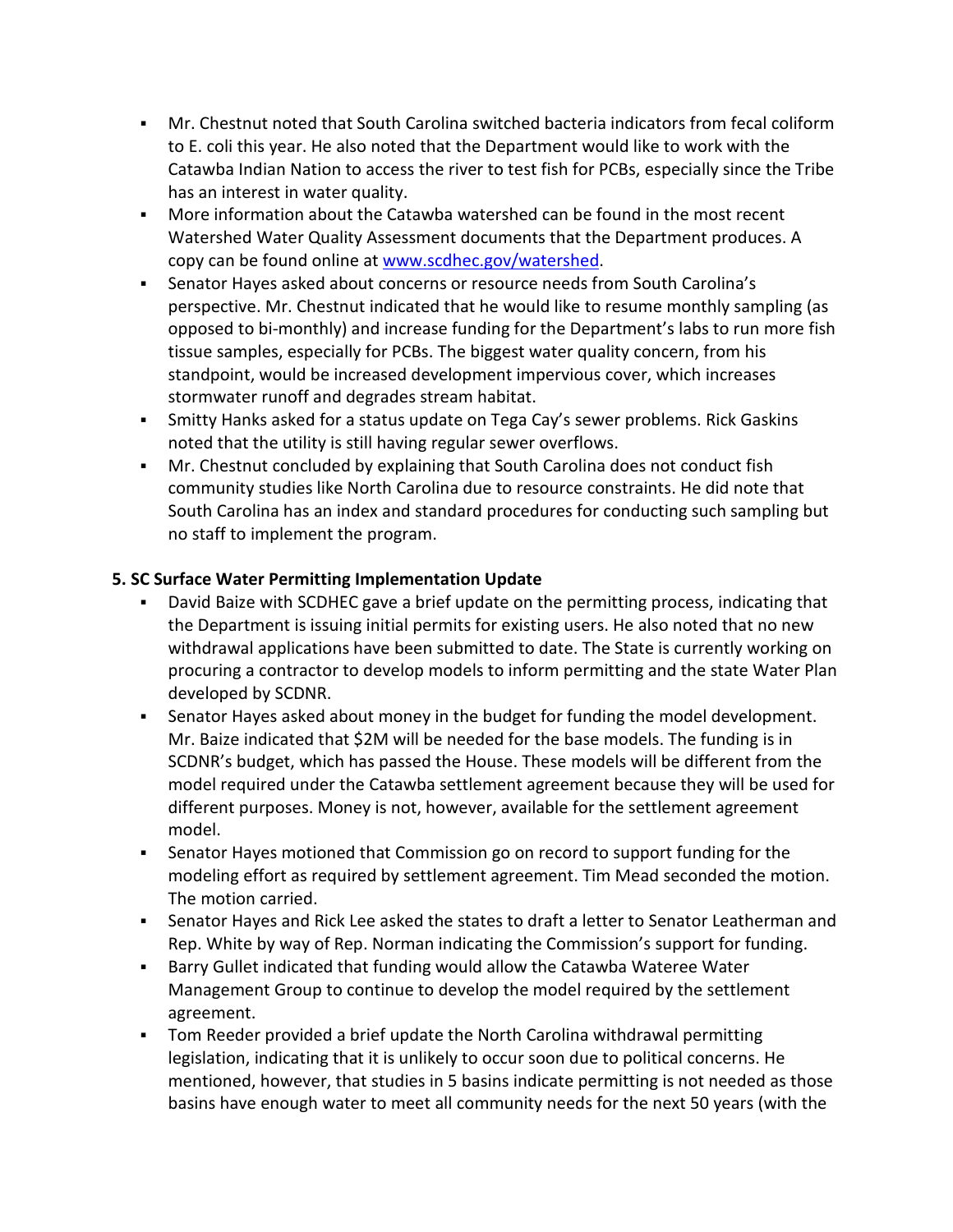- Mr. Chestnut noted that South Carolina switched bacteria indicators from fecal coliform to E. coli this year. He also noted that the Department would like to work with the Catawba Indian Nation to access the river to test fish for PCBs, especially since the Tribe has an interest in water quality.
- More information about the Catawba watershed can be found in the most recent Watershed Water Quality Assessment documents that the Department produces. A copy can be found online at [www.scdhec.gov/watershed](http://www.scdhec.gov/watershed).
- Senator Hayes asked about concerns or resource needs from South Carolina's perspective. Mr. Chestnut indicated that he would like to resume monthly sampling (as opposed to bi-monthly) and increase funding for the Department's labs to run more fish tissue samples, especially for PCBs. The biggest water quality concern, from his standpoint, would be increased development impervious cover, which increases stormwater runoff and degrades stream habitat.
- Smitty Hanks asked for a status update on Tega Cay's sewer problems. Rick Gaskins noted that the utility is still having regular sewer overflows.
- Mr. Chestnut concluded by explaining that South Carolina does not conduct fish community studies like North Carolina due to resource constraints. He did note that South Carolina has an index and standard procedures for conducting such sampling but no staff to implement the program.

**5. SC Surface Water Permitting Implementation Update**

- David Baize with SCDHEC gave a brief update on the permitting process, indicating that the Department is issuing initial permits for existing users. He also noted that no new withdrawal applications have been submitted to date. The State is currently working on procuring a contractor to develop models to inform permitting and the state Water Plan developed by SCDNR.
- Senator Hayes asked about money in the budget for funding the model development. Mr. Baize indicated that $2M will be needed for the base models. The funding is in SCDNR's budget, which has passed the House. These models will be different from the model required under the Catawba settlement agreement because they will be used for different purposes. Money is not, however, available for the settlement agreement model.
- Senator Hayes motioned that Commission go on record to support funding for the modeling effort as required by settlement agreement. Tim Mead seconded the motion. The motion carried.
- Senator Hayes and Rick Lee asked the states to draft a letter to Senator Leatherman and Rep. White by way of Rep. Norman indicating the Commission's support for funding.
- Barry Gullet indicated that funding would allow the Catawba Wateree Water Management Group to continue to develop the model required by the settlement agreement.
- Tom Reeder provided a brief update the North Carolina withdrawal permitting legislation, indicating that it is unlikely to occur soon due to political concerns. He mentioned, however, that studies in 5 basins indicate permitting is not needed as those basins have enough water to meet all community needs for the next 50 years (with the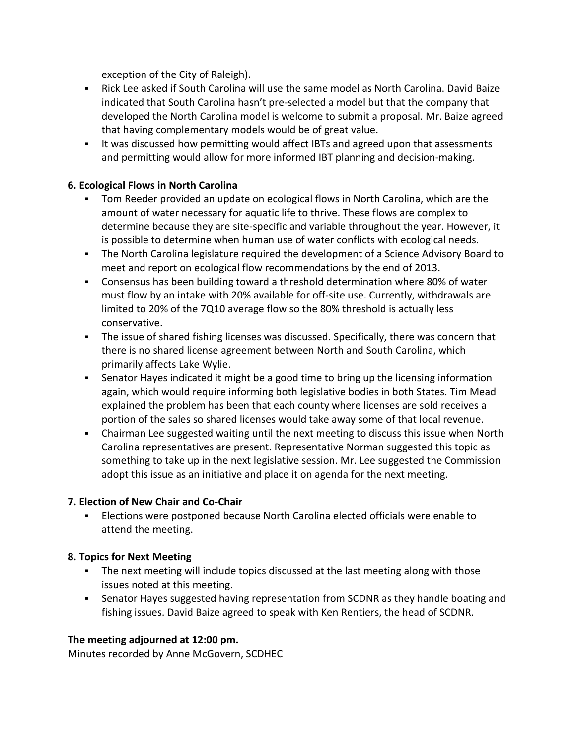exception of the City of Raleigh).

- Rick Lee asked if South Carolina will use the same model as North Carolina. David Baize indicated that South Carolina hasn't pre-selected a model but that the company that developed the North Carolina model is welcome to submit a proposal. Mr. Baize agreed that having complementary models would be of great value.
- It was discussed how permitting would affect IBTs and agreed upon that assessments and permitting would allow for more informed IBT planning and decision-making.

**6. Ecological Flows in North Carolina**

- Tom Reeder provided an update on ecological flows in North Carolina, which are the amount of water necessary for aquatic life to thrive. These flows are complex to determine because they are site-specific and variable throughout the year. However, it is possible to determine when human use of water conflicts with ecological needs.
- The North Carolina legislature required the development of a Science Advisory Board to meet and report on ecological flow recommendations by the end of 2013.
- Consensus has been building toward a threshold determination where 80% of water must flow by an intake with 20% available for off-site use. Currently, withdrawals are limited to 20% of the 7Q10 average flow so the 80% threshold is actually less conservative.
- The issue of shared fishing licenses was discussed. Specifically, there was concern that there is no shared license agreement between North and South Carolina, which primarily affects Lake Wylie.
- Senator Hayes indicated it might be a good time to bring up the licensing information again, which would require informing both legislative bodies in both States. Tim Mead explained the problem has been that each county where licenses are sold receives a portion of the sales so shared licenses would take away some of that local revenue.
- Chairman Lee suggested waiting until the next meeting to discuss this issue when North Carolina representatives are present. Representative Norman suggested this topic as something to take up in the next legislative session. Mr. Lee suggested the Commission adopt this issue as an initiative and place it on agenda for the next meeting.

**7. Election of New Chair and Co-Chair**

- Elections were postponed because North Carolina elected officials were enable to attend the meeting.

**8. Topics for Next Meeting**

- The next meeting will include topics discussed at the last meeting along with those issues noted at this meeting.
- Senator Hayes suggested having representation from SCDNR as they handle boating and fishing issues. David Baize agreed to speak with Ken Rentiers, the head of SCDNR.

**The meeting adjourned at 12:00 pm.**

Minutes recorded by Anne McGovern, SCDHEC